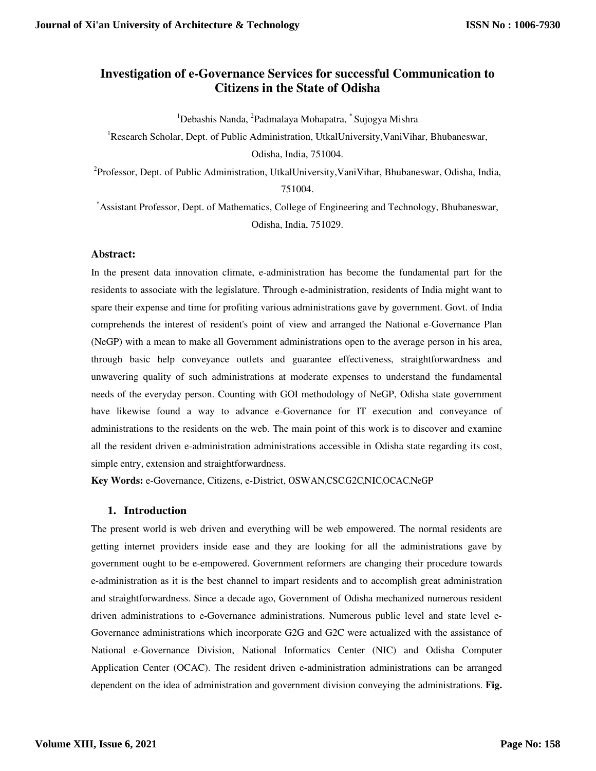# Investigation of e-Governance Services for successful Communication to Citizens in the State of Odisha

[1]Debashis Nanda, [2]Padmalaya Mohapatra, [*] Sujogya Mishra

[1]Research Scholar, Dept. of Public Administration, UtkalUniversity,VaniVihar, Bhubaneswar, Odisha, India, 751004.

[2]Professor, Dept. of Public Administration, UtkalUniversity,VaniVihar, Bhubaneswar, Odisha, India, 751004.

[*]Assistant Professor, Dept. of Mathematics, College of Engineering and Technology, Bhubaneswar, Odisha, India, 751029.

**Abstract:**

In the present data innovation climate, e-administration has become the fundamental part for the residents to associate with the legislature. Through e-administration, residents of India might want to spare their expense and time for profiting various administrations gave by government. Govt. of India comprehends the interest of resident's point of view and arranged the National e-Governance Plan (NeGP) with a mean to make all Government administrations open to the average person in his area, through basic help conveyance outlets and guarantee effectiveness, straightforwardness and unwavering quality of such administrations at moderate expenses to understand the fundamental needs of the everyday person. Counting with GOI methodology of NeGP, Odisha state government have likewise found a way to advance e-Governance for IT execution and conveyance of administrations to the residents on the web. The main point of this work is to discover and examine all the resident driven e-administration administrations accessible in Odisha state regarding its cost, simple entry, extension and straightforwardness.

**Key Words:** e-Governance, Citizens, e-District, OSWAN,CSC,G2C,NIC,OCAC,NeGP

## 1. Introduction

The present world is web driven and everything will be web empowered. The normal residents are getting internet providers inside ease and they are looking for all the administrations gave by government ought to be e-empowered. Government reformers are changing their procedure towards e-administration as it is the best channel to impart residents and to accomplish great administration and straightforwardness. Since a decade ago, Government of Odisha mechanized numerous resident driven administrations to e-Governance administrations. Numerous public level and state level e-Governance administrations which incorporate G2G and G2C were actualized with the assistance of National e-Governance Division, National Informatics Center (NIC) and Odisha Computer Application Center (OCAC). The resident driven e-administration administrations can be arranged dependent on the idea of administration and government division conveying the administrations. **Fig.**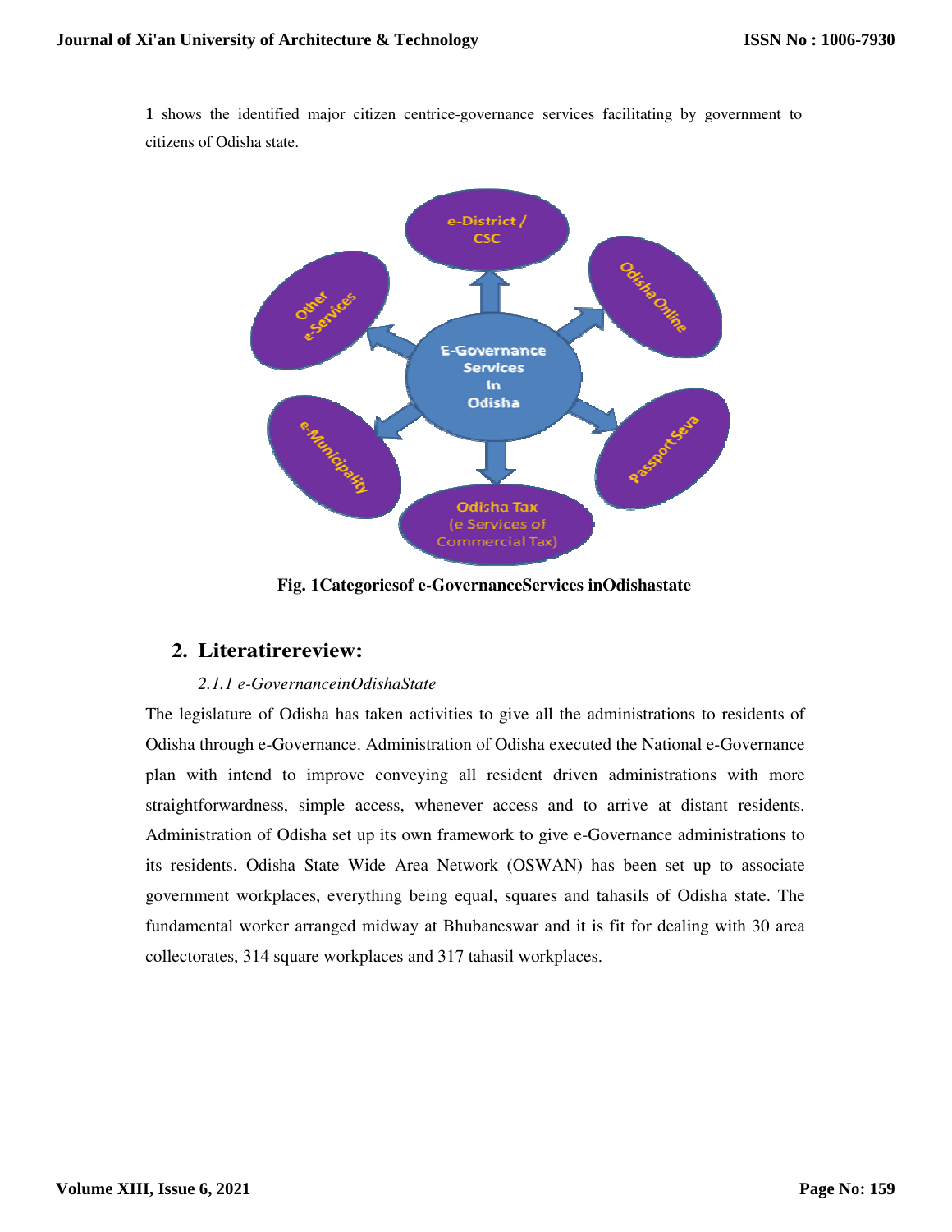**1** shows the identified major citizen centrice-governance services facilitating by government to citizens of Odisha state.

**Fig. 1Categoriesof e-GovernanceServices inOdishastate**

## 2. Literatirereview:

### *2.1.1 e-GovernanceinOdishaState*

The legislature of Odisha has taken activities to give all the administrations to residents of Odisha through e-Governance. Administration of Odisha executed the National e-Governance plan with intend to improve conveying all resident driven administrations with more straightforwardness, simple access, whenever access and to arrive at distant residents. Administration of Odisha set up its own framework to give e-Governance administrations to its residents. Odisha State Wide Area Network (OSWAN) has been set up to associate government workplaces, everything being equal, squares and tahasils of Odisha state. The fundamental worker arranged midway at Bhubaneswar and it is fit for dealing with 30 area collectorates, 314 square workplaces and 317 tahasil workplaces.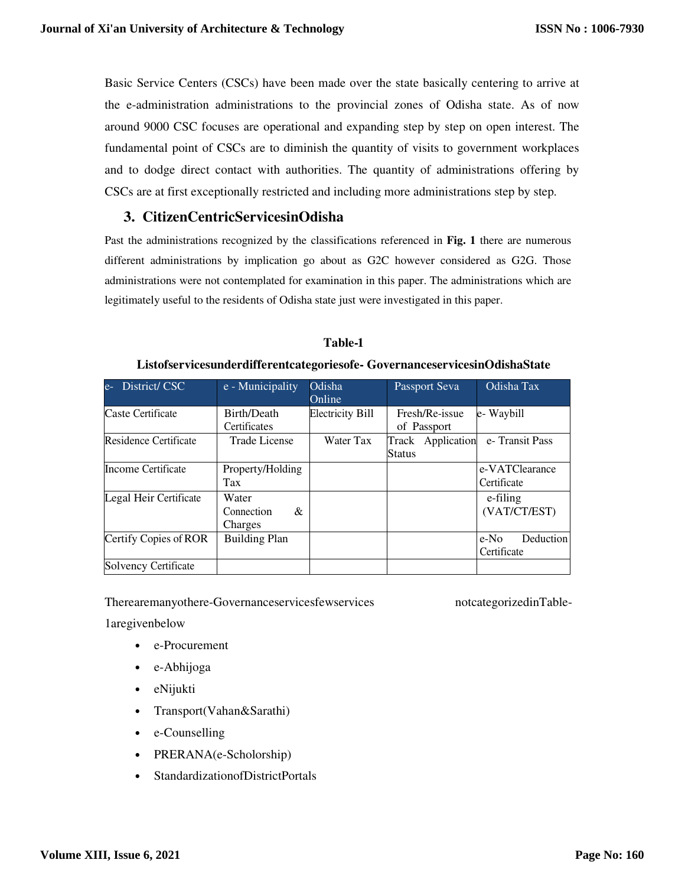Basic Service Centers (CSCs) have been made over the state basically centering to arrive at the e-administration administrations to the provincial zones of Odisha state. As of now around 9000 CSC focuses are operational and expanding step by step on open interest. The fundamental point of CSCs are to diminish the quantity of visits to government workplaces and to dodge direct contact with authorities. The quantity of administrations offering by CSCs are at first exceptionally restricted and including more administrations step by step.

## 3. CitizenCentricServicesinOdisha

Past the administrations recognized by the classifications referenced in **Fig. 1** there are numerous different administrations by implication go about as G2C however considered as G2G. Those administrations were not contemplated for examination in this paper. The administrations which are legitimately useful to the residents of Odisha state just were investigated in this paper.

**Table-1**

**ListofservicesunderdifferentcategoriesofeGovernanceservicesinOdishaState**

| e- District/ CSC | e - Municipality | Odisha Online | Passport Seva | Odisha Tax |
|---|---|---|---|---|
| Caste Certificate | Birth/Death Certificates | Electricity Bill | Fresh/Re-issue of Passport | e- Waybill |
| Residence Certificate | Trade License | Water Tax | Track Application Status | e- Transit Pass |
| Income Certificate | Property/Holding Tax | | | e-VATClearance Certificate |
| Legal Heir Certificate | Water Connection & Charges | | | e-filing (VAT/CT/EST) |
| Certify Copies of ROR | Building Plan | | | e-No Deduction Certificate |
| Solvency Certificate | | | | |

Therearemanyothere-Governanceservicesfewservices notcategorizedinTable-1aregivenbelow

- e-Procurement
- e-Abhijoga
- eNijukti
- Transport(Vahan&Sarathi)
- e-Counselling
- PRERANA(e-Scholorship)
- StandardizationofDistrictPortals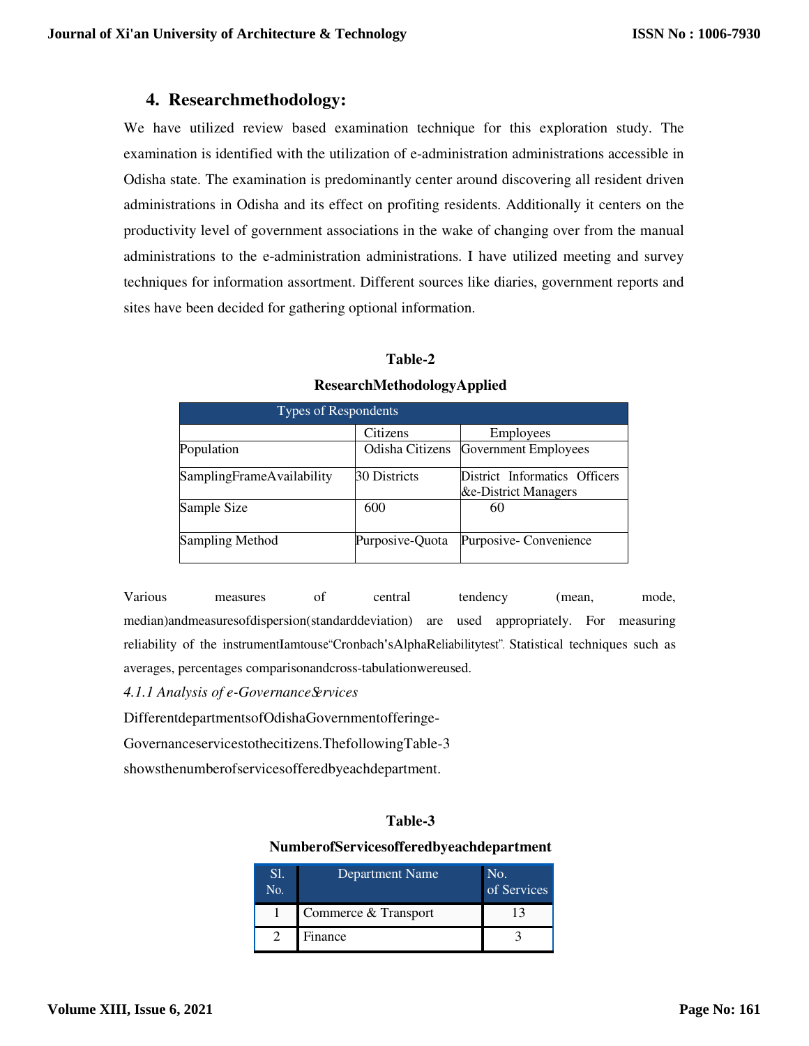## 4. Researchmethodology:

We have utilized review based examination technique for this exploration study. The examination is identified with the utilization of e-administration administrations accessible in Odisha state. The examination is predominantly center around discovering all resident driven administrations in Odisha and its effect on profiting residents. Additionally it centers on the productivity level of government associations in the wake of changing over from the manual administrations to the e-administration administrations. I have utilized meeting and survey techniques for information assortment. Different sources like diaries, government reports and sites have been decided for gathering optional information.

**Table-2**

**ResearchMethodologyApplied**

| Types of Respondents | | |
|---|---|---|
| | Citizens | Employees |
| Population | Odisha Citizens | Government Employees |
| SamplingFrameAvailability | 30 Districts | District Informatics Officers &e-District Managers |
| Sample Size | 600 | 60 |
| Sampling Method | Purposive-Quota | Purposive- Convenience |

Various measures of central tendency (mean, mode, median)andmeasuresofdispersion(standarddeviation) are used appropriately. For measuring reliability of the instrumentIamtouse"Cronbach'sAlphaReliabilitytest". Statistical techniques such as averages, percentages comparisonandcross-tabulationwereused.

*4.1.1 Analysis of e-GovernanceServices*

DifferentdepartmentsofOdishaGovernmentofferinge-Governanceservicestothecitizens.ThefollowingTable-3 showsthenumberofservicesofferedbyeachdepartment.

**Table-3**

**NumberofServicesofferedbyeachdepartment**

| Sl. No. | Department Name | No. of Services |
|---|---|---|
| 1 | Commerce & Transport | 13 |
| 2 | Finance | 3 |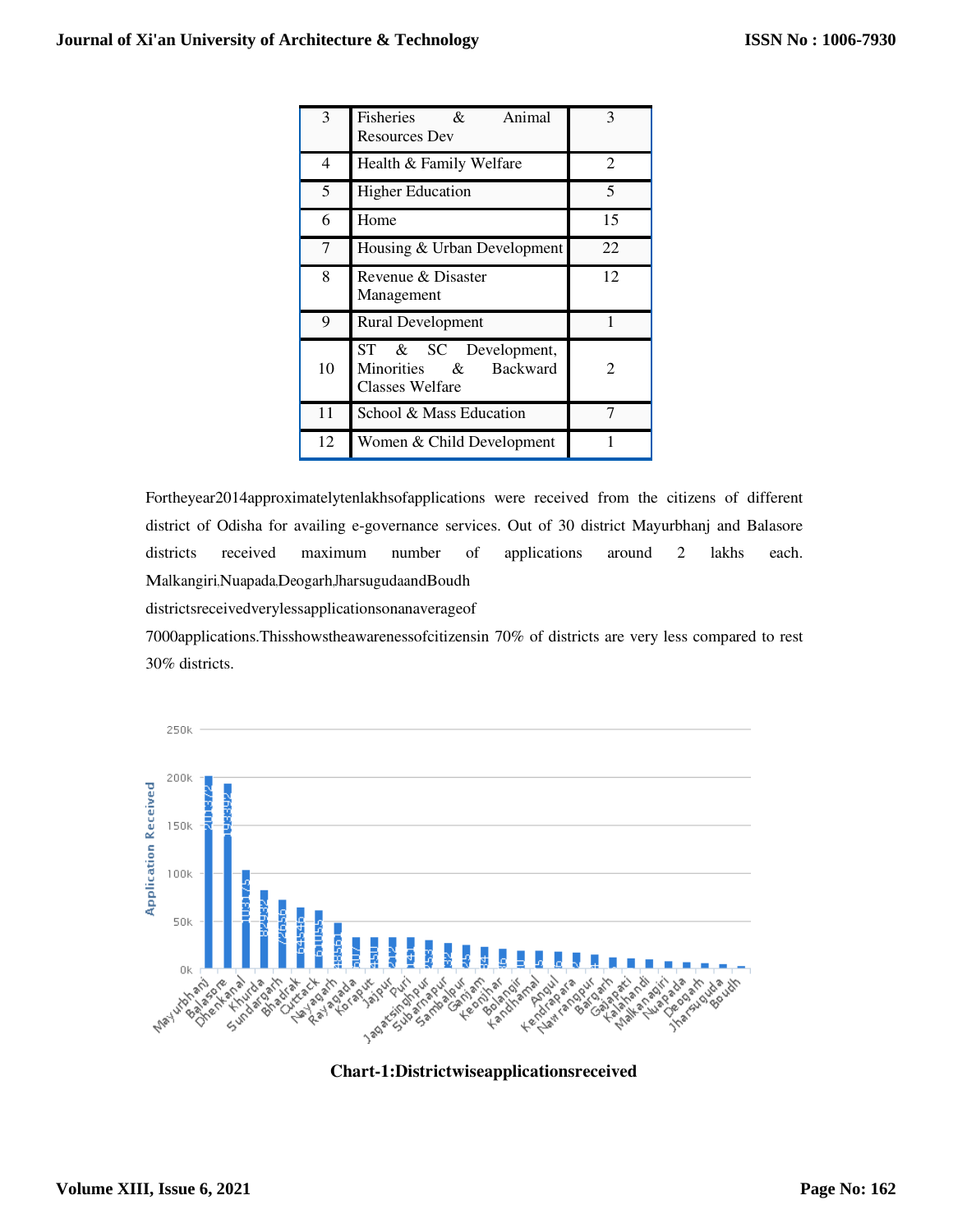| 3 | Fisheries & Animal Resources Dev | 3 |
|---|---|---|
| 4 | Health & Family Welfare | 2 |
| 5 | Higher Education | 5 |
| 6 | Home | 15 |
| 7 | Housing & Urban Development | 22 |
| 8 | Revenue & Disaster Management | 12 |
| 9 | Rural Development | 1 |
| 10 | ST & SC Development, Minorities & Backward Classes Welfare | 2 |
| 11 | School & Mass Education | 7 |
| 12 | Women & Child Development | 1 |

Fortheyear2014approximatelytenlakhsofapplications were received from the citizens of different district of Odisha for availing e-governance services. Out of 30 district Mayurbhanj and Balasore districts received maximum number of applications around 2 lakhs each. Malkangiri,Nuapada,Deogarh,JharsugudaandBoudh districtsreceivedverylessapplicationsonanaverageof 7000applications.Thisshowstheawarenessofcitizensin 70% of districts are very less compared to rest 30% districts.

**Chart-1:Districtwiseapplicationsreceived**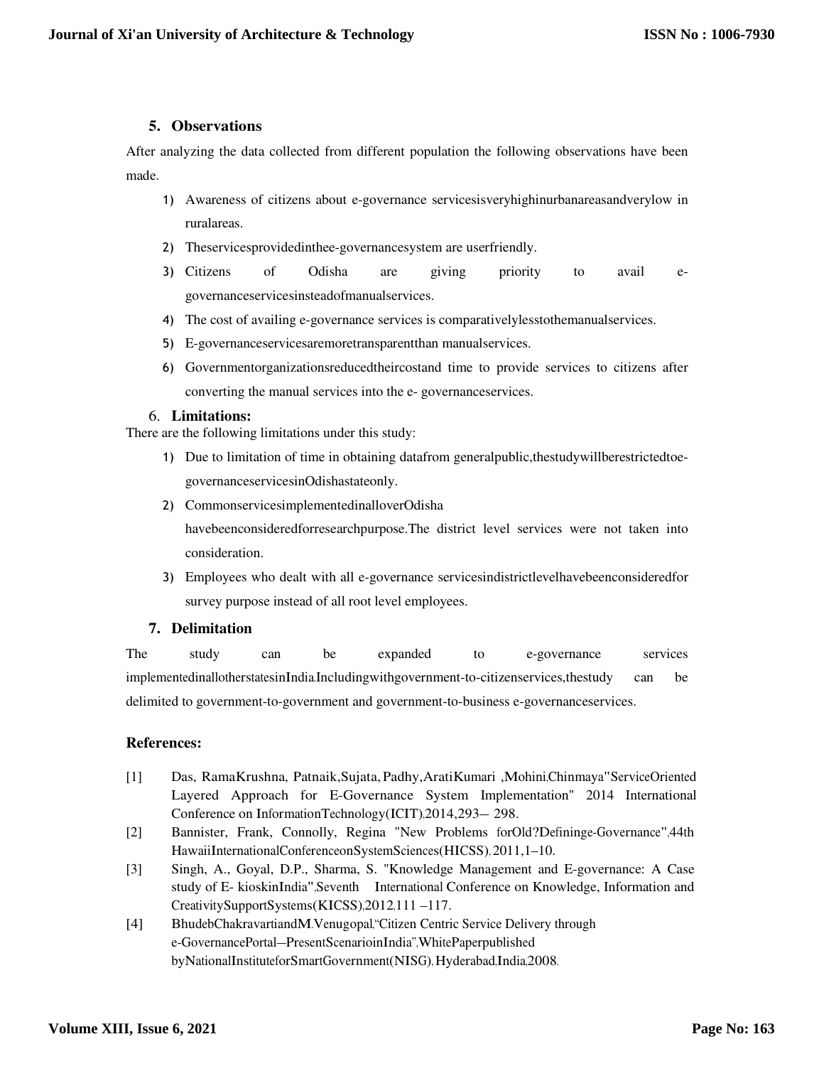## 5. Observations

After analyzing the data collected from different population the following observations have been made.

1) Awareness of citizens about e-governance servicesisveryhighinurbanareasandverylow in ruralareas.
2) Theservicesprovidedinthee-governancesystem are userfriendly.
3) Citizens of Odisha are giving priority to avail e-governanceservicesinsteadofmanualservices.
4) The cost of availing e-governance services is comparativelylesstothemanualservices.
5) E-governanceservicesaremoretransparentthan manualservices.
6) Governmentorganizationsreducedtheircostand time to provide services to citizens after converting the manual services into the e- governanceservices.

## 6. Limitations:

There are the following limitations under this study:

1) Due to limitation of time in obtaining datafrom generalpublic,thestudywillberestrictedtoe-governanceservicesinOdishastateonly.
2) CommonservicesimplementedinalloverOdisha havebeenconsideredforresearchpurpose.The district level services were not taken into consideration.
3) Employees who dealt with all e-governance servicesindistrictlevelhavebeenconsideredfor survey purpose instead of all root level employees.

## 7. Delimitation

The study can be expanded to e-governance services implementedinallotherstatesinIndia.Includingwithgovernment-to-citizenservices,thestudy can be delimited to government-to-government and government-to-business e-governanceservices.

## References:

[1] Das, RamaKrushna, Patnaik,Sujata, Padhy,AratiKumari ,Mohini,Chinmaya"ServiceOriented Layered Approach for E-Governance System Implementation" 2014 International Conference on InformationTechnology(ICIT),2014,293– 298.

[2] Bannister, Frank, Connolly, Regina "New Problems forOld?Defininge-Governance",44th HawaiiInternationalConferenceonSystemSciences(HICSS), 2011,1–10.

[3] Singh, A., Goyal, D.P., Sharma, S. "Knowledge Management and E-governance: A Case study of E- kioskinIndia",Seventh International Conference on Knowledge, Information and CreativitySupportSystems(KICSS),2012,111 –117.

[4] BhudebChakravartiandM.Venugopal,"Citizen Centric Service Delivery through e-GovernancePortal–PresentScenarioinIndia",WhitePaperpublished byNationalInstituteforSmartGovernment(NISG), Hyderabad,India,2008.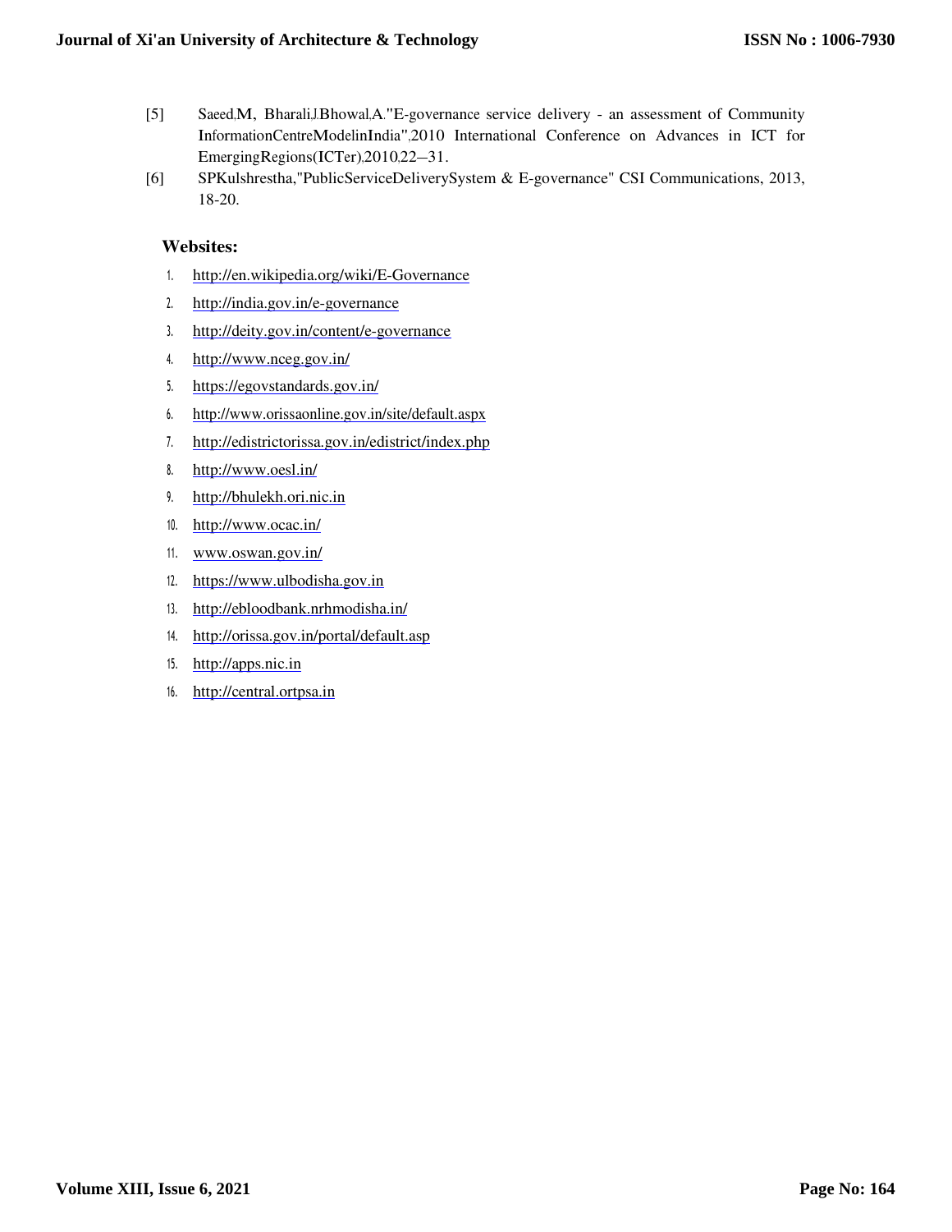[5] Saeed,M, Bharali,J,Bhowal,A."E-governance service delivery - an assessment of Community InformationCentreModelinIndia",2010 International Conference on Advances in ICT for EmergingRegions(ICTer),2010,22–31.

[6] SPKulshrestha,"PublicServiceDeliverySystem & E-governance" CSI Communications, 2013, 18-20.

## Websites:

1. http://en.wikipedia.org/wiki/E-Governance
2. http://india.gov.in/e-governance
3. http://deity.gov.in/content/e-governance
4. http://www.nceg.gov.in/
5. https://egovstandards.gov.in/
6. http://www.orissaonline.gov.in/site/default.aspx
7. http://edistrictorissa.gov.in/edistrict/index.php
8. http://www.oesl.in/
9. http://bhulekh.ori.nic.in
10. http://www.ocac.in/
11. www.oswan.gov.in/
12. https://www.ulbodisha.gov.in
13. http://ebloodbank.nrhmodisha.in/
14. http://orissa.gov.in/portal/default.asp
15. http://apps.nic.in
16. http://central.ortpsa.in